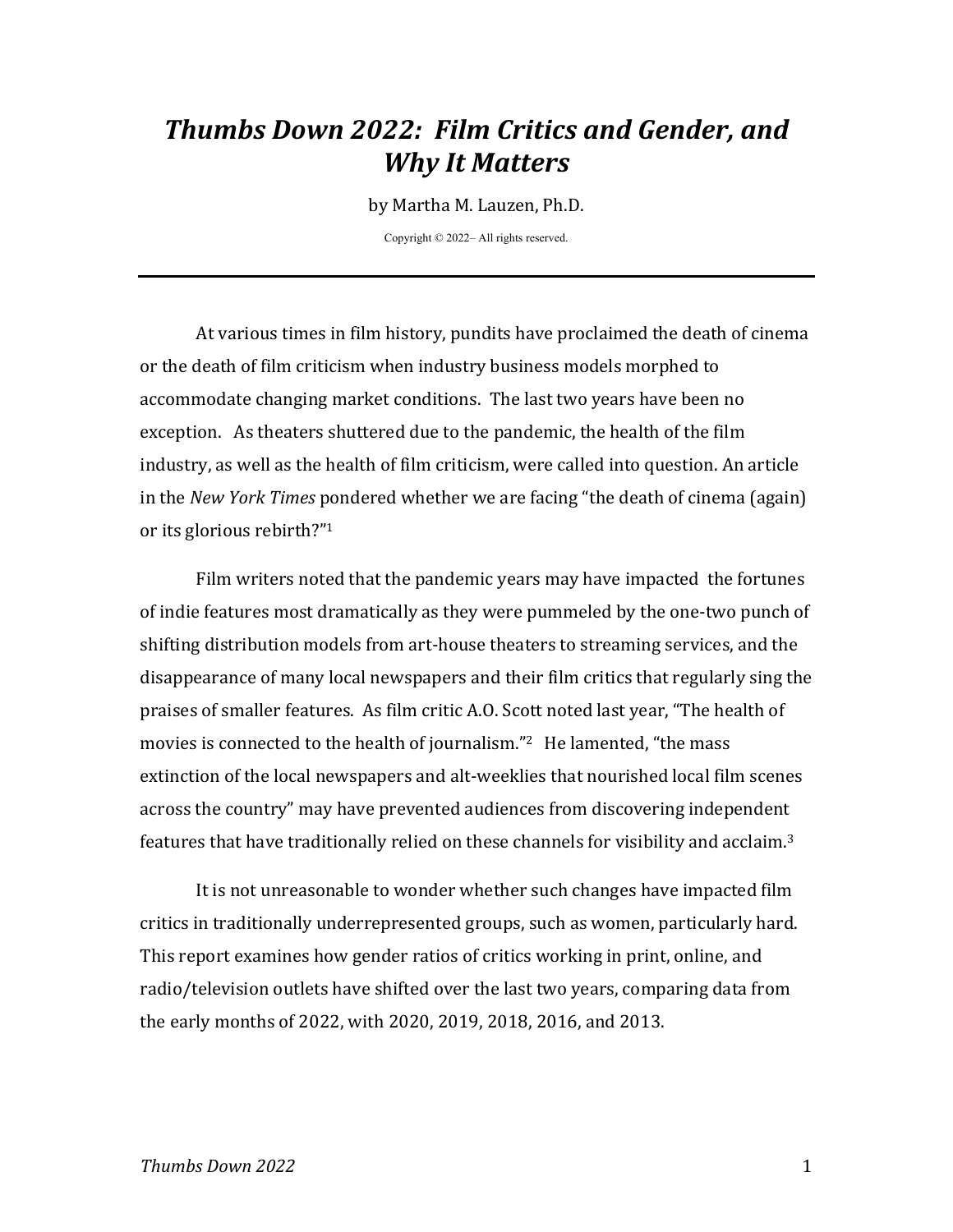# *Thumbs Down 2022: Film Critics and Gender, and Why It Matters*

by Martha M. Lauzen, Ph.D.

Copyright © 2022– All rights reserved.

---

At various times in film history, pundits have proclaimed the death of cinema or the death of film criticism when industry business models morphed to accommodate changing market conditions. The last two years have been no exception. As theaters shuttered due to the pandemic, the health of the film industry, as well as the health of film criticism, were called into question. An article in the *New York Times* pondered whether we are facing "the death of cinema (again) or its glorious rebirth?"[1]

Film writers noted that the pandemic years may have impacted the fortunes of indie features most dramatically as they were pummeled by the one-two punch of shifting distribution models from art-house theaters to streaming services, and the disappearance of many local newspapers and their film critics that regularly sing the praises of smaller features. As film critic A.O. Scott noted last year, "The health of movies is connected to the health of journalism."[2] He lamented, "the mass extinction of the local newspapers and alt-weeklies that nourished local film scenes across the country" may have prevented audiences from discovering independent features that have traditionally relied on these channels for visibility and acclaim.[3]

It is not unreasonable to wonder whether such changes have impacted film critics in traditionally underrepresented groups, such as women, particularly hard. This report examines how gender ratios of critics working in print, online, and radio/television outlets have shifted over the last two years, comparing data from the early months of 2022, with 2020, 2019, 2018, 2016, and 2013.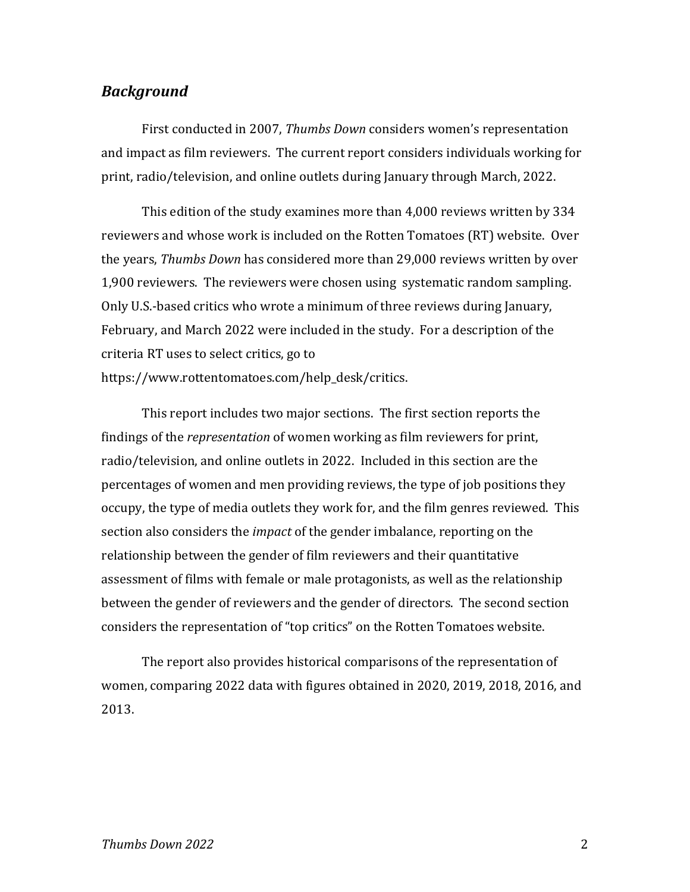## *Background*

First conducted in 2007, *Thumbs Down* considers women's representation and impact as film reviewers. The current report considers individuals working for print, radio/television, and online outlets during January through March, 2022.

This edition of the study examines more than 4,000 reviews written by 334 reviewers and whose work is included on the Rotten Tomatoes (RT) website. Over the years, *Thumbs Down* has considered more than 29,000 reviews written by over 1,900 reviewers. The reviewers were chosen using systematic random sampling. Only U.S.-based critics who wrote a minimum of three reviews during January, February, and March 2022 were included in the study. For a description of the criteria RT uses to select critics, go to https://www.rottentomatoes.com/help_desk/critics.

This report includes two major sections. The first section reports the findings of the *representation* of women working as film reviewers for print, radio/television, and online outlets in 2022. Included in this section are the percentages of women and men providing reviews, the type of job positions they occupy, the type of media outlets they work for, and the film genres reviewed. This section also considers the *impact* of the gender imbalance, reporting on the relationship between the gender of film reviewers and their quantitative assessment of films with female or male protagonists, as well as the relationship between the gender of reviewers and the gender of directors. The second section considers the representation of "top critics" on the Rotten Tomatoes website.

The report also provides historical comparisons of the representation of women, comparing 2022 data with figures obtained in 2020, 2019, 2018, 2016, and 2013.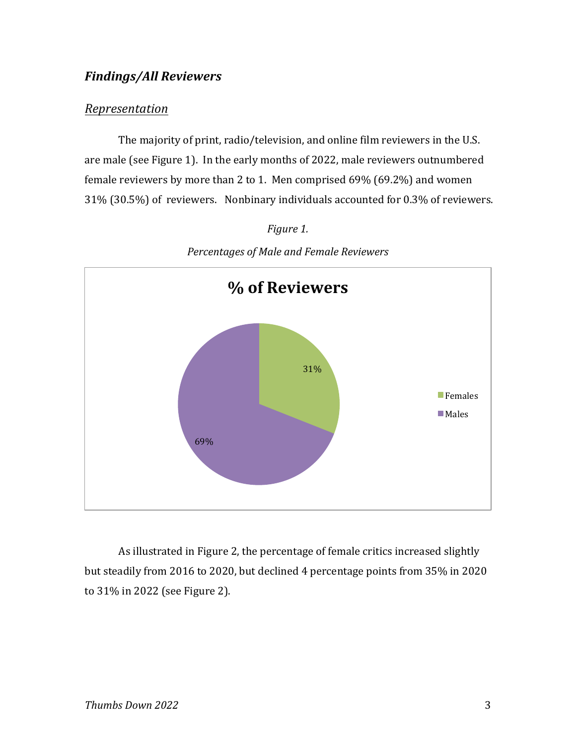## *Findings/All Reviewers*

### *Representation*

The majority of print, radio/television, and online film reviewers in the U.S. are male (see Figure 1). In the early months of 2022, male reviewers outnumbered female reviewers by more than 2 to 1. Men comprised 69% (69.2%) and women 31% (30.5%) of reviewers. Nonbinary individuals accounted for 0.3% of reviewers.

*Figure 1.*

*Percentages of Male and Female Reviewers*

**% of Reviewers**

| | % |
|---|---|
| Females | 31% |
| Males | 69% |

As illustrated in Figure 2, the percentage of female critics increased slightly but steadily from 2016 to 2020, but declined 4 percentage points from 35% in 2020 to 31% in 2022 (see Figure 2).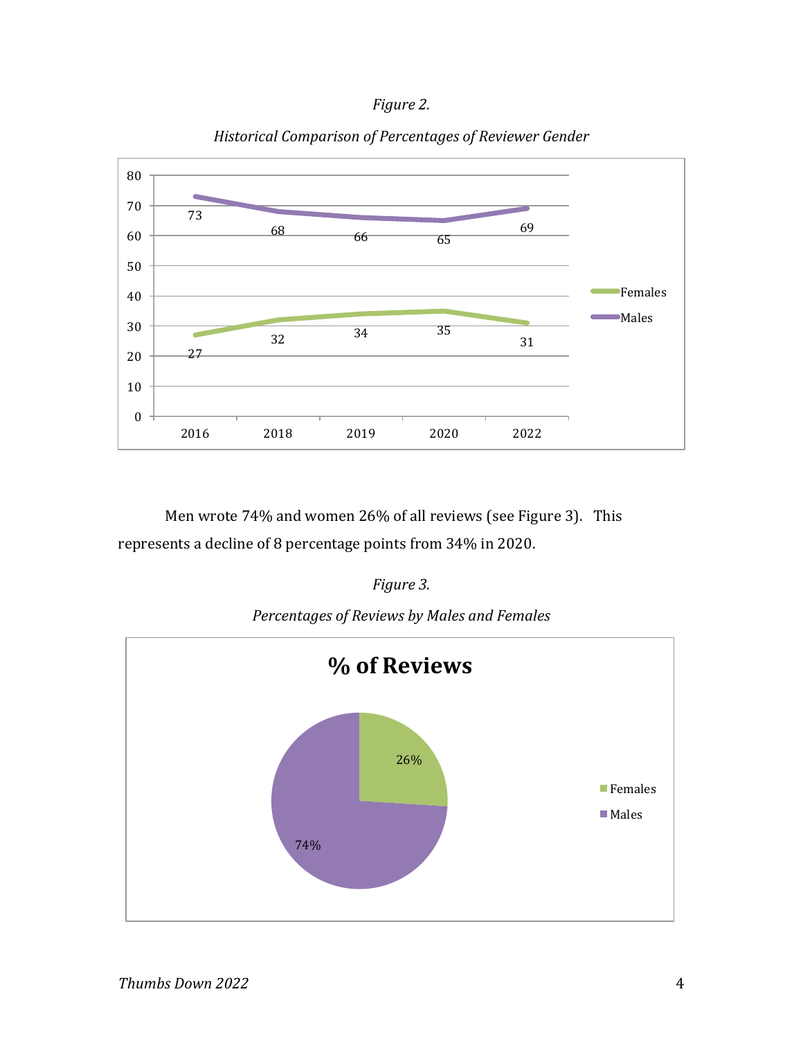*Figure 2.*

*Historical Comparison of Percentages of Reviewer Gender*

| Year | Females | Males |
|---|---|---|
| 2016 | 27 | 73 |
| 2018 | 32 | 68 |
| 2019 | 34 | 66 |
| 2020 | 35 | 65 |
| 2022 | 31 | 69 |

Men wrote 74% and women 26% of all reviews (see Figure 3). This represents a decline of 8 percentage points from 34% in 2020.

*Figure 3.*

*Percentages of Reviews by Males and Females*

**% of Reviews**

| | % of Reviews |
|---|---|
| Females | 26% |
| Males | 74% |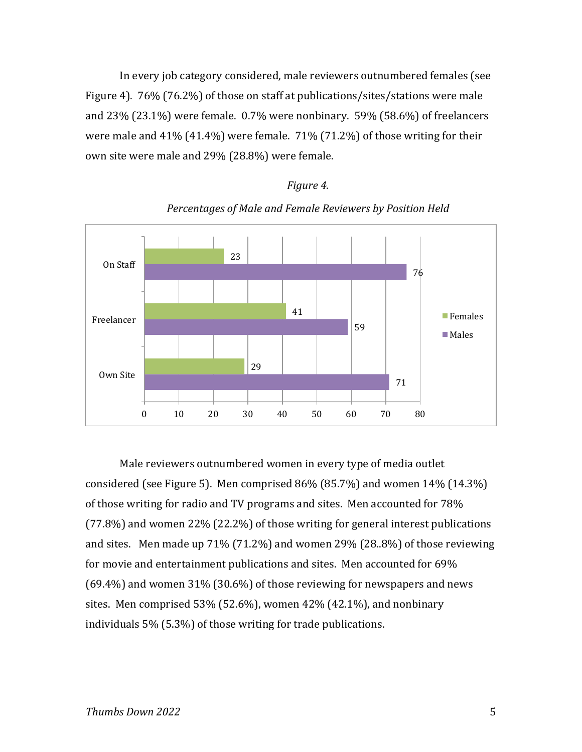In every job category considered, male reviewers outnumbered females (see Figure 4). 76% (76.2%) of those on staff at publications/sites/stations were male and 23% (23.1%) were female. 0.7% were nonbinary. 59% (58.6%) of freelancers were male and 41% (41.4%) were female. 71% (71.2%) of those writing for their own site were male and 29% (28.8%) were female.

*Figure 4.*

*Percentages of Male and Female Reviewers by Position Held*

| Position | Females | Males |
|---|---|---|
| On Staff | 23 | 76 |
| Freelancer | 41 | 59 |
| Own Site | 29 | 71 |

Male reviewers outnumbered women in every type of media outlet considered (see Figure 5). Men comprised 86% (85.7%) and women 14% (14.3%) of those writing for radio and TV programs and sites. Men accounted for 78% (77.8%) and women 22% (22.2%) of those writing for general interest publications and sites. Men made up 71% (71.2%) and women 29% (28..8%) of those reviewing for movie and entertainment publications and sites. Men accounted for 69% (69.4%) and women 31% (30.6%) of those reviewing for newspapers and news sites. Men comprised 53% (52.6%), women 42% (42.1%), and nonbinary individuals 5% (5.3%) of those writing for trade publications.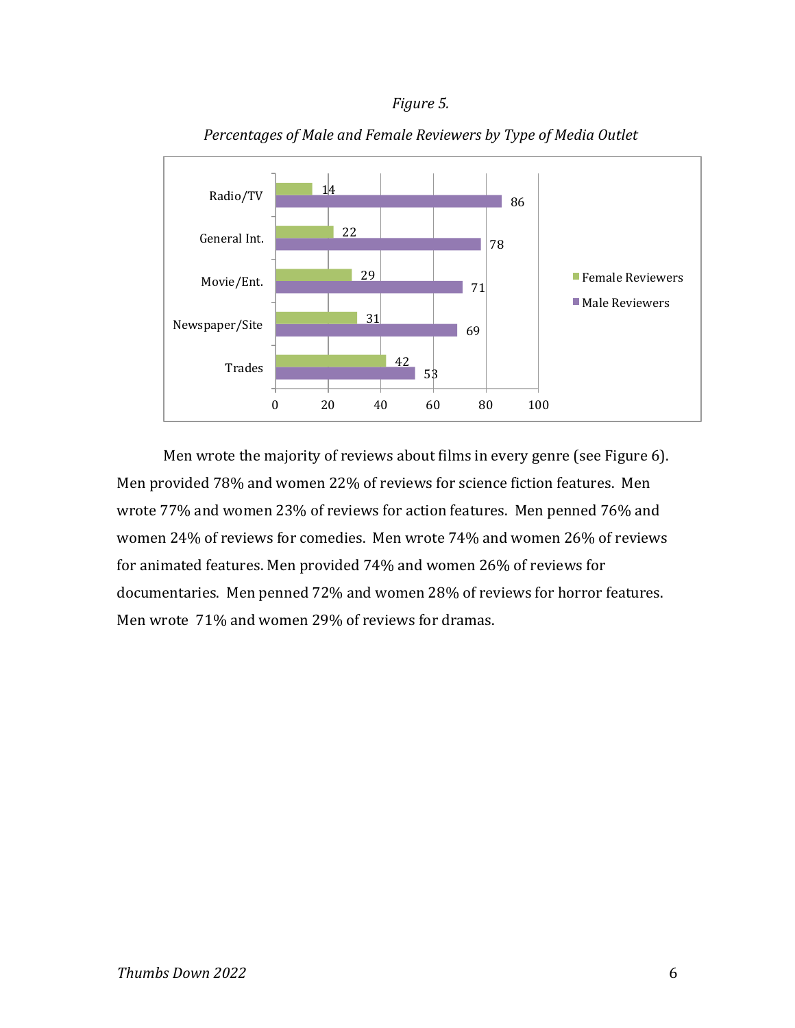*Figure 5.*

*Percentages of Male and Female Reviewers by Type of Media Outlet*

| Type of Media Outlet | Female Reviewers | Male Reviewers |
|---|---|---|
| Radio/TV | 14 | 86 |
| General Int. | 22 | 78 |
| Movie/Ent. | 29 | 71 |
| Newspaper/Site | 31 | 69 |
| Trades | 42 | 53 |

Men wrote the majority of reviews about films in every genre (see Figure 6). Men provided 78% and women 22% of reviews for science fiction features. Men wrote 77% and women 23% of reviews for action features. Men penned 76% and women 24% of reviews for comedies. Men wrote 74% and women 26% of reviews for animated features. Men provided 74% and women 26% of reviews for documentaries. Men penned 72% and women 28% of reviews for horror features. Men wrote 71% and women 29% of reviews for dramas.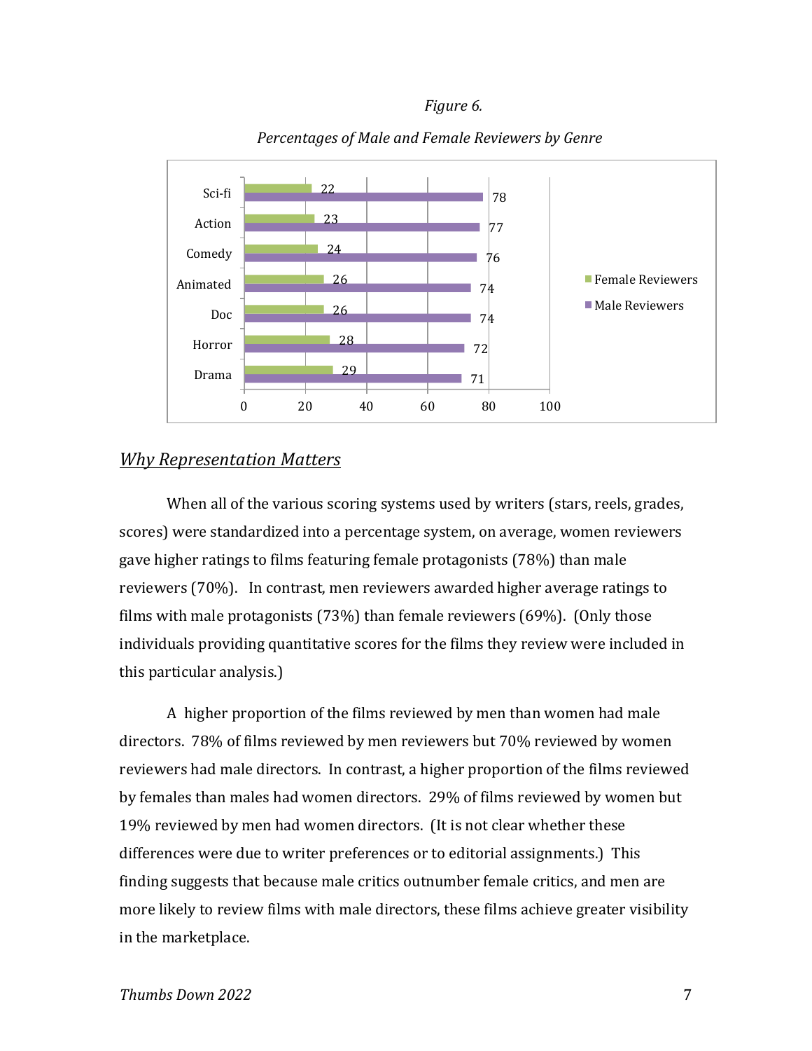*Figure 6.*

*Percentages of Male and Female Reviewers by Genre*

| Genre | Female Reviewers | Male Reviewers |
|---|---|---|
| Sci-fi | 22 | 78 |
| Action | 23 | 77 |
| Comedy | 24 | 76 |
| Animated | 26 | 74 |
| Doc | 26 | 74 |
| Horror | 28 | 72 |
| Drama | 29 | 71 |

## *Why Representation Matters*

When all of the various scoring systems used by writers (stars, reels, grades, scores) were standardized into a percentage system, on average, women reviewers gave higher ratings to films featuring female protagonists (78%) than male reviewers (70%). In contrast, men reviewers awarded higher average ratings to films with male protagonists (73%) than female reviewers (69%). (Only those individuals providing quantitative scores for the films they review were included in this particular analysis.)

A higher proportion of the films reviewed by men than women had male directors. 78% of films reviewed by men reviewers but 70% reviewed by women reviewers had male directors. In contrast, a higher proportion of the films reviewed by females than males had women directors. 29% of films reviewed by women but 19% reviewed by men had women directors. (It is not clear whether these differences were due to writer preferences or to editorial assignments.) This finding suggests that because male critics outnumber female critics, and men are more likely to review films with male directors, these films achieve greater visibility in the marketplace.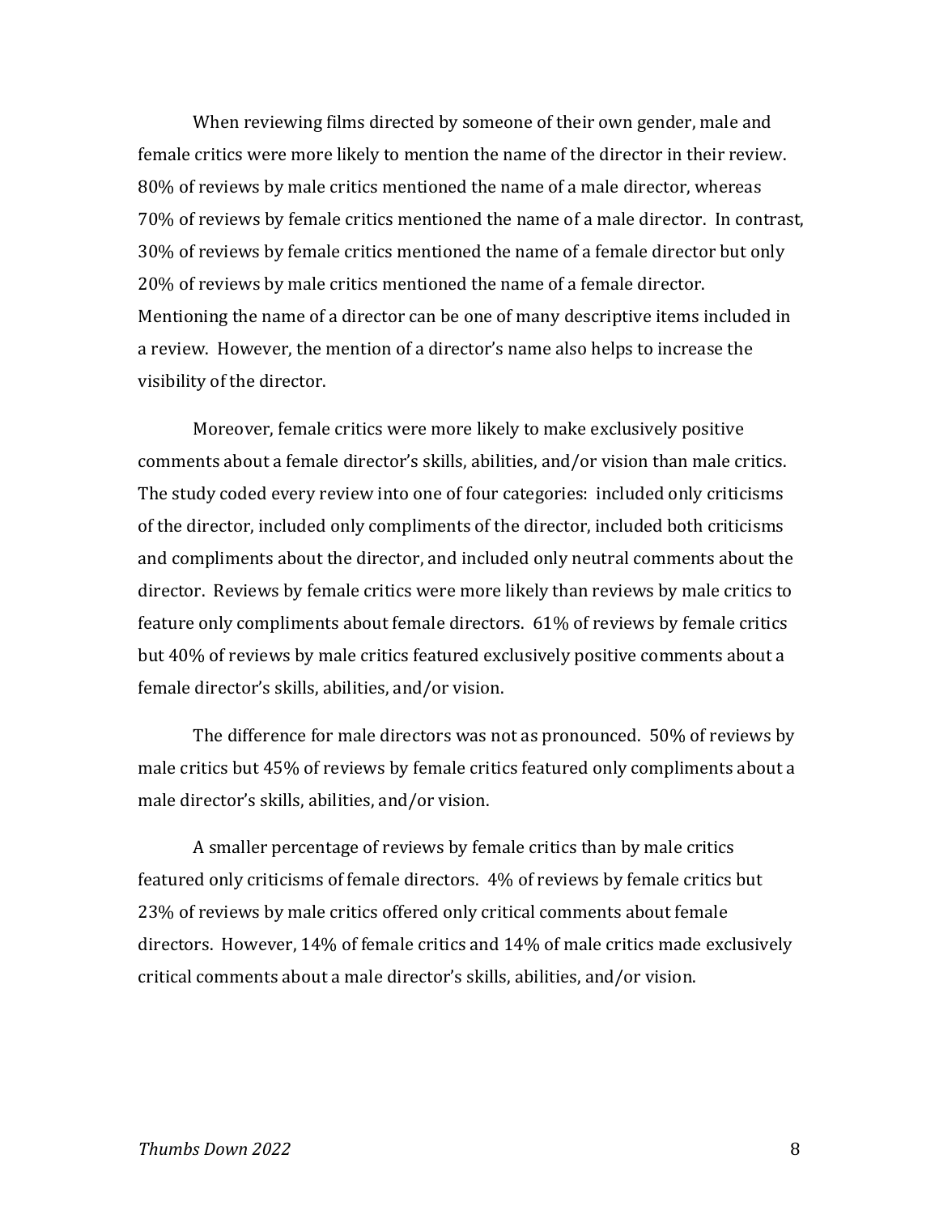When reviewing films directed by someone of their own gender, male and female critics were more likely to mention the name of the director in their review. 80% of reviews by male critics mentioned the name of a male director, whereas 70% of reviews by female critics mentioned the name of a male director. In contrast, 30% of reviews by female critics mentioned the name of a female director but only 20% of reviews by male critics mentioned the name of a female director. Mentioning the name of a director can be one of many descriptive items included in a review. However, the mention of a director's name also helps to increase the visibility of the director.

Moreover, female critics were more likely to make exclusively positive comments about a female director's skills, abilities, and/or vision than male critics. The study coded every review into one of four categories: included only criticisms of the director, included only compliments of the director, included both criticisms and compliments about the director, and included only neutral comments about the director. Reviews by female critics were more likely than reviews by male critics to feature only compliments about female directors. 61% of reviews by female critics but 40% of reviews by male critics featured exclusively positive comments about a female director's skills, abilities, and/or vision.

The difference for male directors was not as pronounced. 50% of reviews by male critics but 45% of reviews by female critics featured only compliments about a male director's skills, abilities, and/or vision.

A smaller percentage of reviews by female critics than by male critics featured only criticisms of female directors. 4% of reviews by female critics but 23% of reviews by male critics offered only critical comments about female directors. However, 14% of female critics and 14% of male critics made exclusively critical comments about a male director's skills, abilities, and/or vision.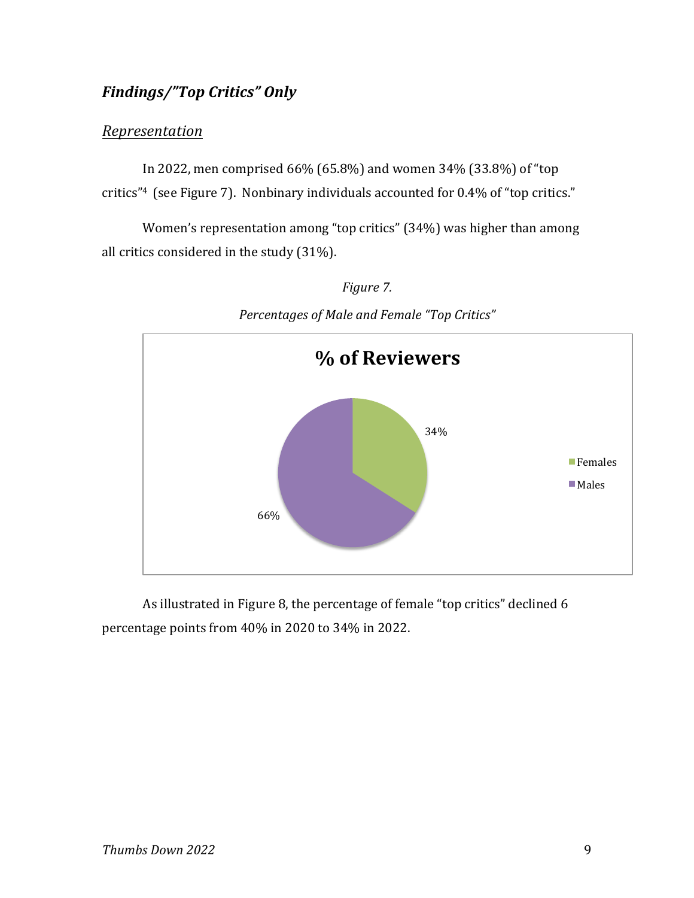### *Findings/"Top Critics" Only*

#### <u>Representation</u>

In 2022, men comprised 66% (65.8%) and women 34% (33.8%) of "top critics"[4] (see Figure 7). Nonbinary individuals accounted for 0.4% of "top critics."

Women's representation among "top critics" (34%) was higher than among all critics considered in the study (31%).

*Figure 7.*

*Percentages of Male and Female "Top Critics"*

**% of Reviewers**

| Gender | % of Reviewers |
| --- | --- |
| Females | 34% |
| Males | 66% |

As illustrated in Figure 8, the percentage of female "top critics" declined 6 percentage points from 40% in 2020 to 34% in 2022.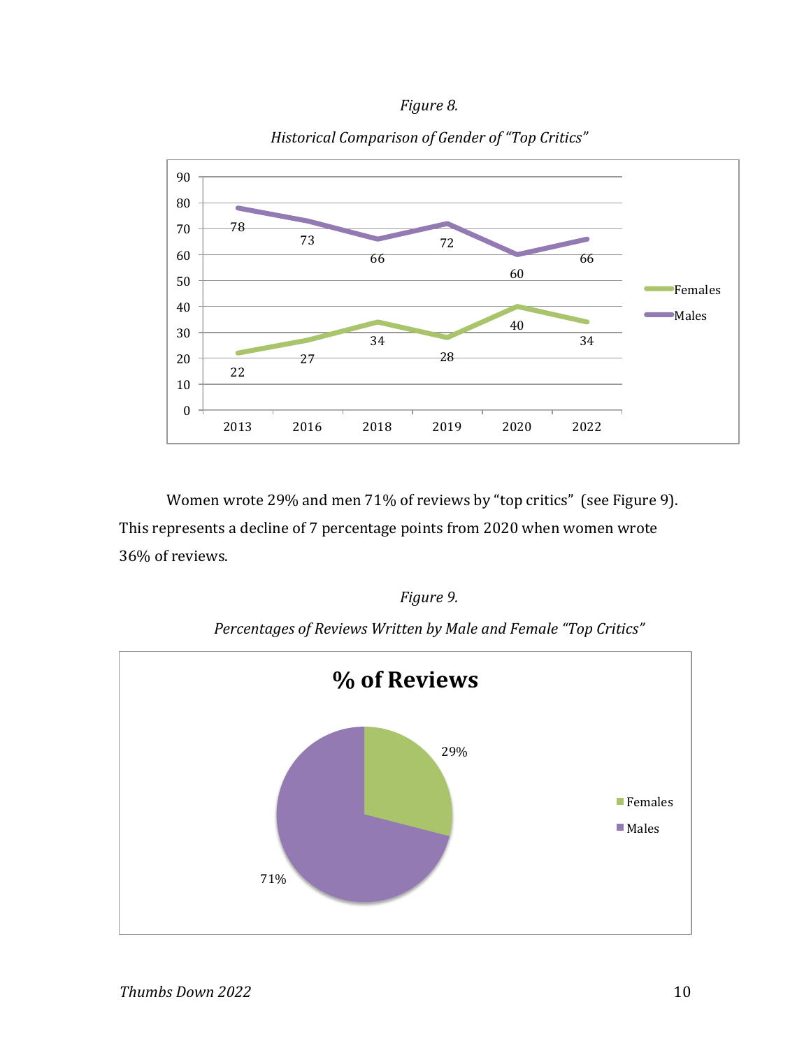*Figure 8.*

*Historical Comparison of Gender of "Top Critics"*

| Year | Females | Males |
|---|---|---|
| 2013 | 22 | 78 |
| 2016 | 27 | 73 |
| 2018 | 34 | 66 |
| 2019 | 28 | 72 |
| 2020 | 40 | 60 |
| 2022 | 34 | 66 |

Women wrote 29% and men 71% of reviews by "top critics" (see Figure 9). This represents a decline of 7 percentage points from 2020 when women wrote 36% of reviews.

*Figure 9.*

*Percentages of Reviews Written by Male and Female "Top Critics"*

**% of Reviews**

| | % of Reviews |
|---|---|
| Females | 29% |
| Males | 71% |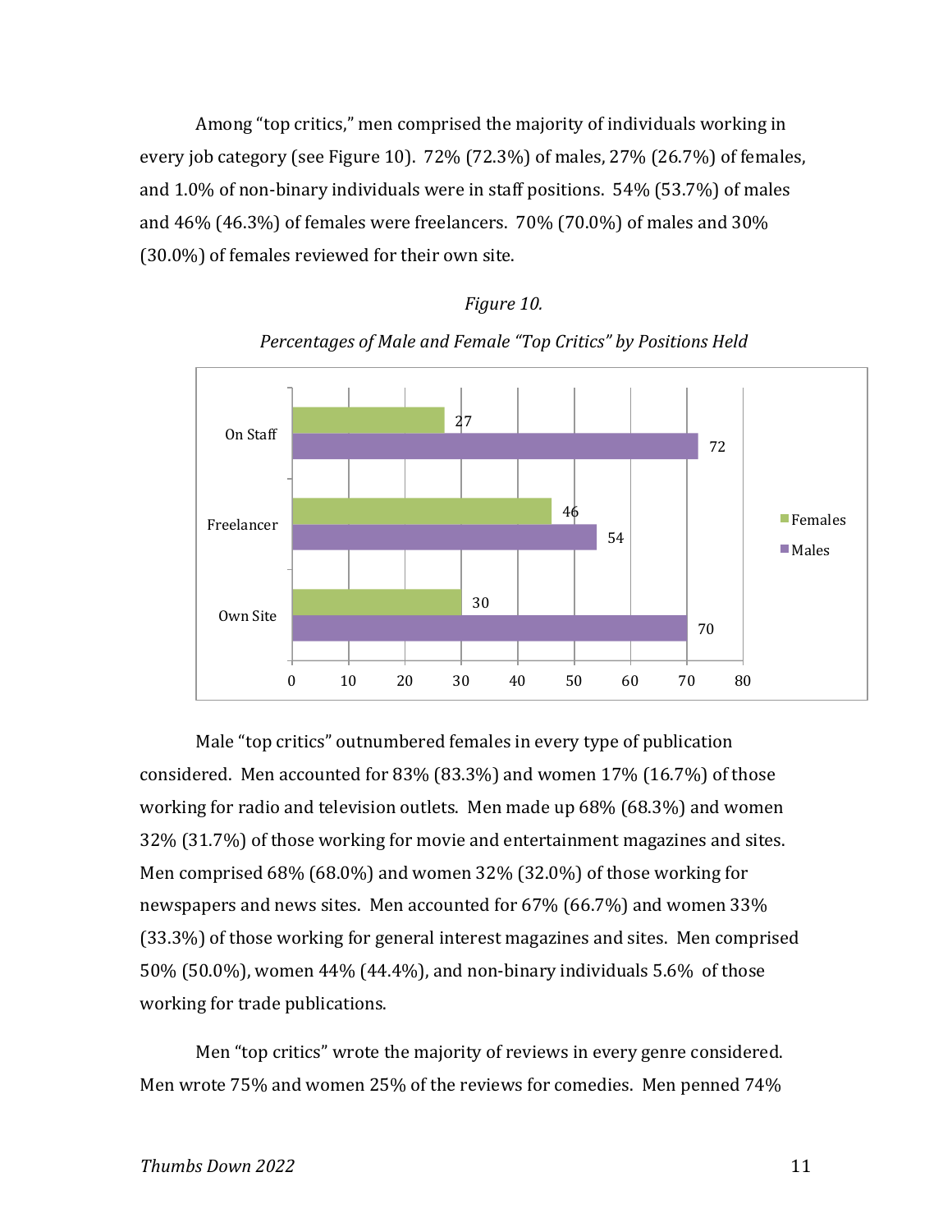Among "top critics," men comprised the majority of individuals working in every job category (see Figure 10). 72% (72.3%) of males, 27% (26.7%) of females, and 1.0% of non-binary individuals were in staff positions. 54% (53.7%) of males and 46% (46.3%) of females were freelancers. 70% (70.0%) of males and 30% (30.0%) of females reviewed for their own site.

*Figure 10.*

*Percentages of Male and Female "Top Critics" by Positions Held*

| Position | Females | Males |
| --- | --- | --- |
| On Staff | 27 | 72 |
| Freelancer | 46 | 54 |
| Own Site | 30 | 70 |

Male "top critics" outnumbered females in every type of publication considered. Men accounted for 83% (83.3%) and women 17% (16.7%) of those working for radio and television outlets. Men made up 68% (68.3%) and women 32% (31.7%) of those working for movie and entertainment magazines and sites. Men comprised 68% (68.0%) and women 32% (32.0%) of those working for newspapers and news sites. Men accounted for 67% (66.7%) and women 33% (33.3%) of those working for general interest magazines and sites. Men comprised 50% (50.0%), women 44% (44.4%), and non-binary individuals 5.6% of those working for trade publications.

Men "top critics" wrote the majority of reviews in every genre considered. Men wrote 75% and women 25% of the reviews for comedies. Men penned 74%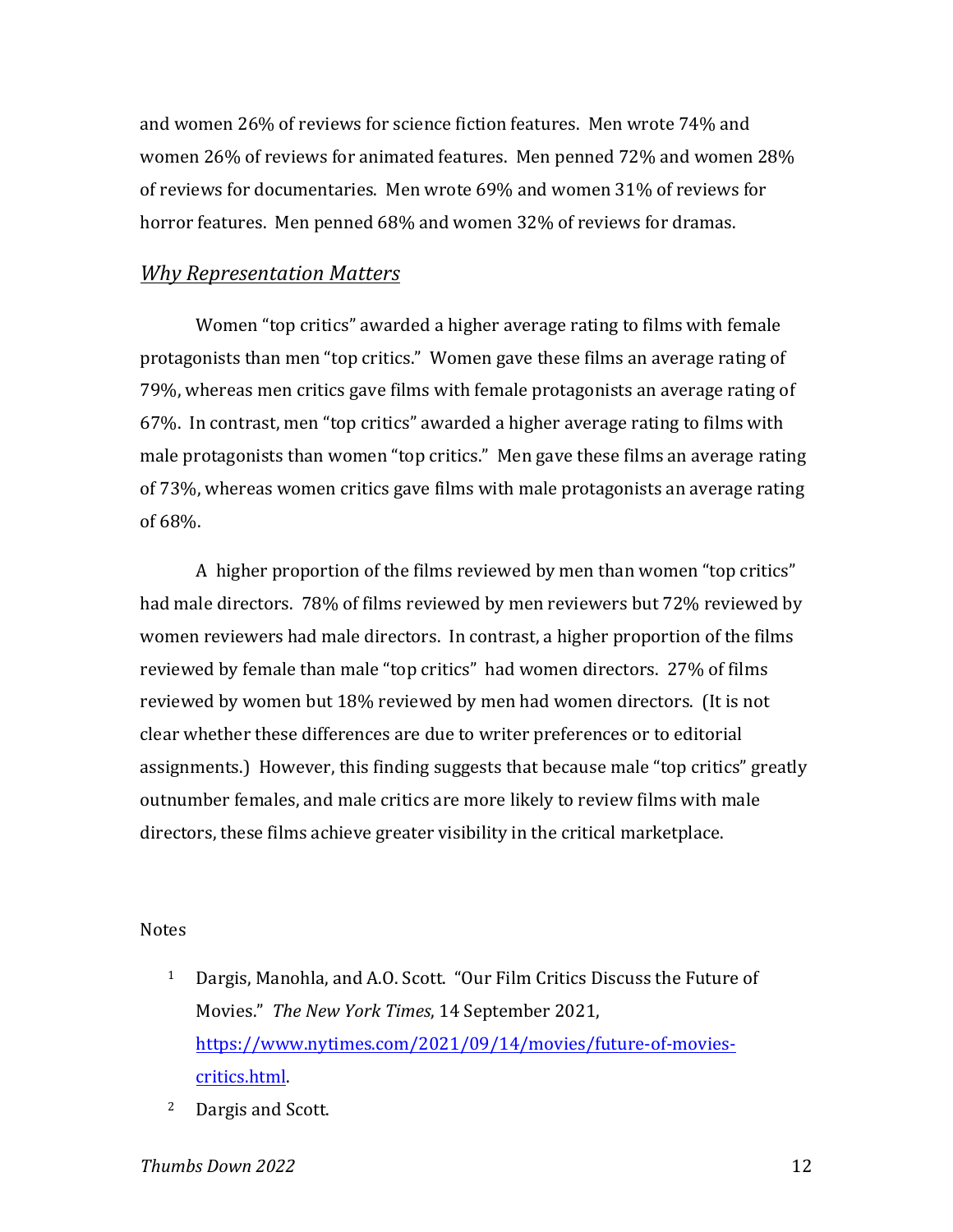and women 26% of reviews for science fiction features. Men wrote 74% and women 26% of reviews for animated features. Men penned 72% and women 28% of reviews for documentaries. Men wrote 69% and women 31% of reviews for horror features. Men penned 68% and women 32% of reviews for dramas.

## *Why Representation Matters*

Women "top critics" awarded a higher average rating to films with female protagonists than men "top critics." Women gave these films an average rating of 79%, whereas men critics gave films with female protagonists an average rating of 67%. In contrast, men "top critics" awarded a higher average rating to films with male protagonists than women "top critics." Men gave these films an average rating of 73%, whereas women critics gave films with male protagonists an average rating of 68%.

A higher proportion of the films reviewed by men than women "top critics" had male directors. 78% of films reviewed by men reviewers but 72% reviewed by women reviewers had male directors. In contrast, a higher proportion of the films reviewed by female than male "top critics" had women directors. 27% of films reviewed by women but 18% reviewed by men had women directors. (It is not clear whether these differences are due to writer preferences or to editorial assignments.) However, this finding suggests that because male "top critics" greatly outnumber females, and male critics are more likely to review films with male directors, these films achieve greater visibility in the critical marketplace.

Notes

1. Dargis, Manohla, and A.O. Scott. "Our Film Critics Discuss the Future of Movies." *The New York Times*, 14 September 2021, [https://www.nytimes.com/2021/09/14/movies/future-of-movies-critics.html](https://www.nytimes.com/2021/09/14/movies/future-of-movies-critics.html).
2. Dargis and Scott.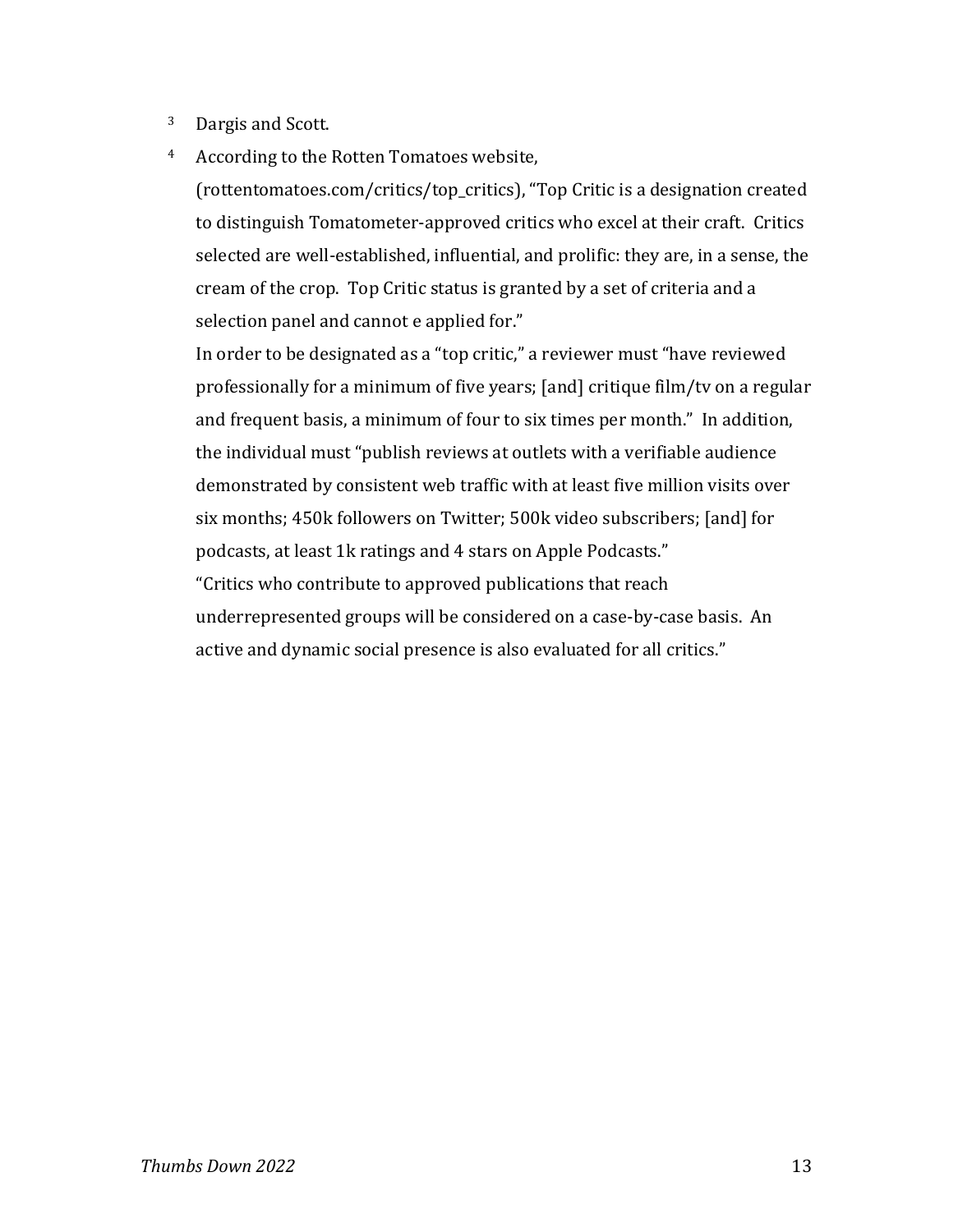[3] Dargis and Scott.

[4] According to the Rotten Tomatoes website, (rottentomatoes.com/critics/top_critics), "Top Critic is a designation created to distinguish Tomatometer-approved critics who excel at their craft. Critics selected are well-established, influential, and prolific: they are, in a sense, the cream of the crop. Top Critic status is granted by a set of criteria and a selection panel and cannot e applied for."

In order to be designated as a "top critic," a reviewer must "have reviewed professionally for a minimum of five years; [and] critique film/tv on a regular and frequent basis, a minimum of four to six times per month." In addition, the individual must "publish reviews at outlets with a verifiable audience demonstrated by consistent web traffic with at least five million visits over six months; 450k followers on Twitter; 500k video subscribers; [and] for podcasts, at least 1k ratings and 4 stars on Apple Podcasts."

"Critics who contribute to approved publications that reach underrepresented groups will be considered on a case-by-case basis. An active and dynamic social presence is also evaluated for all critics."